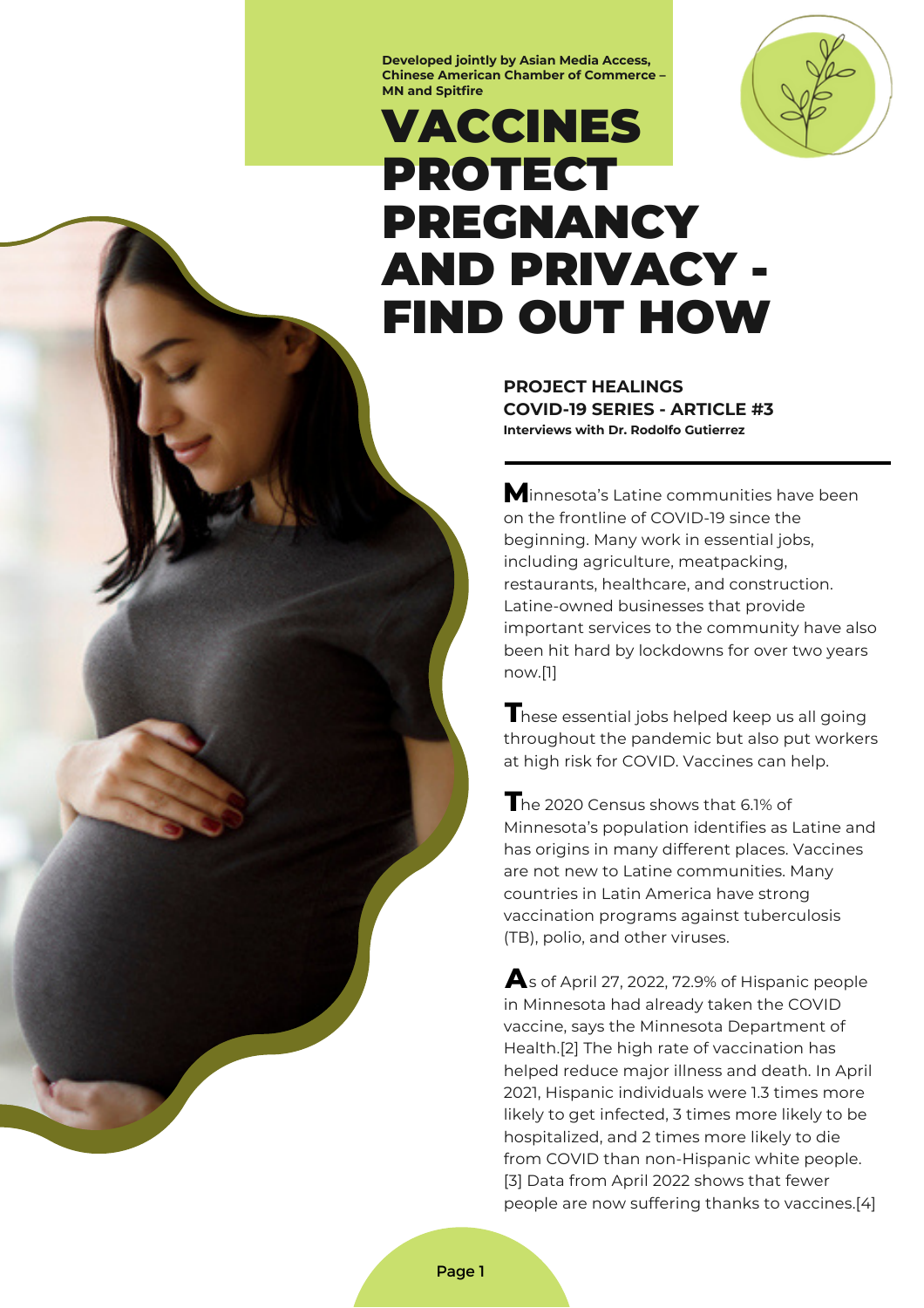**Developed jointly by Asian Media Access, Chinese American Chamber of Commerce – MN and Spitfire**

# VACCINES PROTECT PREGNANCY AND PRIVACY - FIND OUT HOW

**PROJECT HEALINGS**
**COVID-19 SERIES - ARTICLE #3**
**Interviews with Dr. Rodolfo Gutierrez**

Minnesota's Latine communities have been on the frontline of COVID-19 since the beginning. Many work in essential jobs, including agriculture, meatpacking, restaurants, healthcare, and construction. Latine-owned businesses that provide important services to the community have also been hit hard by lockdowns for over two years now.[1]

These essential jobs helped keep us all going throughout the pandemic but also put workers at high risk for COVID. Vaccines can help.

The 2020 Census shows that 6.1% of Minnesota's population identifies as Latine and has origins in many different places. Vaccines are not new to Latine communities. Many countries in Latin America have strong vaccination programs against tuberculosis (TB), polio, and other viruses.

As of April 27, 2022, 72.9% of Hispanic people in Minnesota had already taken the COVID vaccine, says the Minnesota Department of Health.[2] The high rate of vaccination has helped reduce major illness and death. In April 2021, Hispanic individuals were 1.3 times more likely to get infected, 3 times more likely to be hospitalized, and 2 times more likely to die from COVID than non-Hispanic white people.[3] Data from April 2022 shows that fewer people are now suffering thanks to vaccines.[4]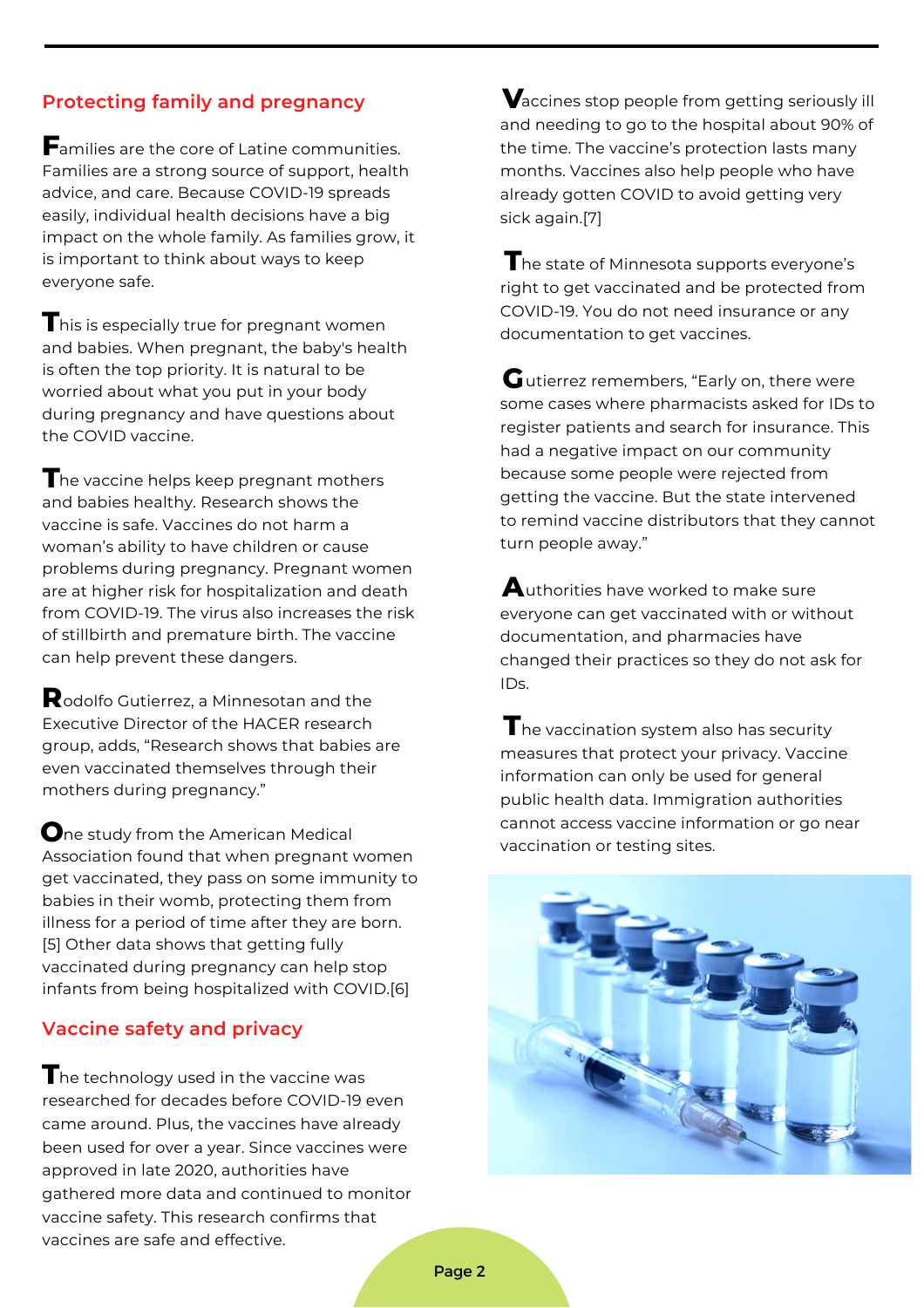## Protecting family and pregnancy

Families are the core of Latine communities. Families are a strong source of support, health advice, and care. Because COVID-19 spreads easily, individual health decisions have a big impact on the whole family. As families grow, it is important to think about ways to keep everyone safe.

This is especially true for pregnant women and babies. When pregnant, the baby's health is often the top priority. It is natural to be worried about what you put in your body during pregnancy and have questions about the COVID vaccine.

The vaccine helps keep pregnant mothers and babies healthy. Research shows the vaccine is safe. Vaccines do not harm a woman's ability to have children or cause problems during pregnancy. Pregnant women are at higher risk for hospitalization and death from COVID-19. The virus also increases the risk of stillbirth and premature birth. The vaccine can help prevent these dangers.

Rodolfo Gutierrez, a Minnesotan and the Executive Director of the HACER research group, adds, "Research shows that babies are even vaccinated themselves through their mothers during pregnancy."

One study from the American Medical Association found that when pregnant women get vaccinated, they pass on some immunity to babies in their womb, protecting them from illness for a period of time after they are born.[5] Other data shows that getting fully vaccinated during pregnancy can help stop infants from being hospitalized with COVID.[6]

## Vaccine safety and privacy

The technology used in the vaccine was researched for decades before COVID-19 even came around. Plus, the vaccines have already been used for over a year. Since vaccines were approved in late 2020, authorities have gathered more data and continued to monitor vaccine safety. This research confirms that vaccines are safe and effective.

Vaccines stop people from getting seriously ill and needing to go to the hospital about 90% of the time. The vaccine's protection lasts many months. Vaccines also help people who have already gotten COVID to avoid getting very sick again.[7]

The state of Minnesota supports everyone's right to get vaccinated and be protected from COVID-19. You do not need insurance or any documentation to get vaccines.

Gutierrez remembers, "Early on, there were some cases where pharmacists asked for IDs to register patients and search for insurance. This had a negative impact on our community because some people were rejected from getting the vaccine. But the state intervened to remind vaccine distributors that they cannot turn people away."

Authorities have worked to make sure everyone can get vaccinated with or without documentation, and pharmacies have changed their practices so they do not ask for IDs.

The vaccination system also has security measures that protect your privacy. Vaccine information can only be used for general public health data. Immigration authorities cannot access vaccine information or go near vaccination or testing sites.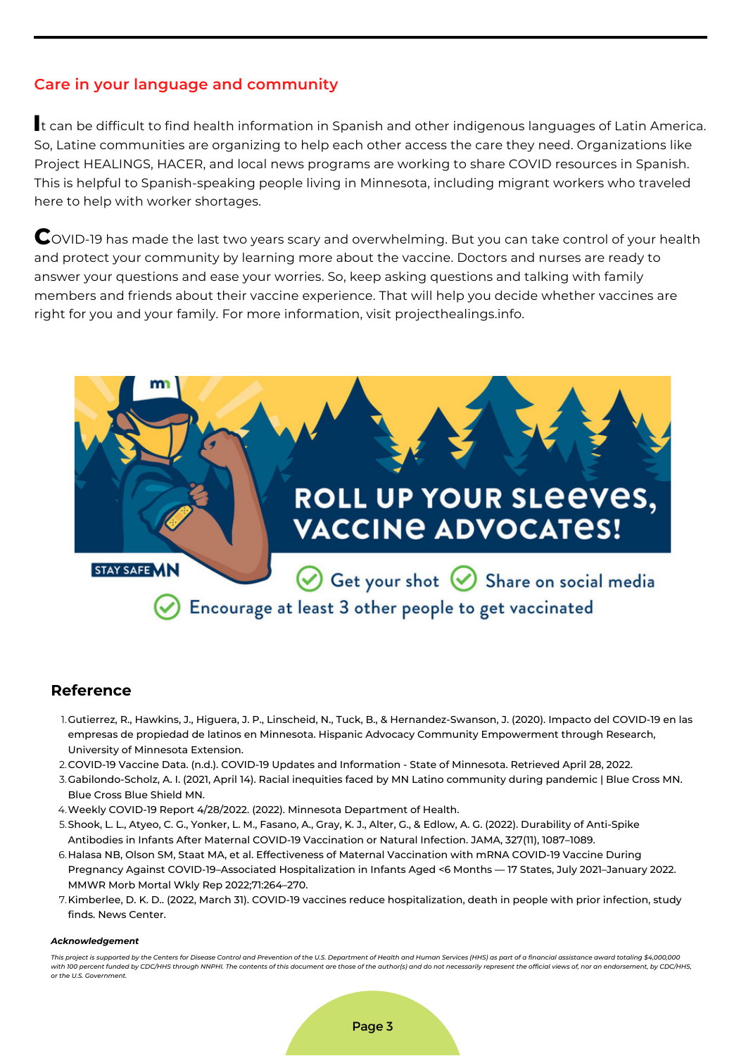## Care in your language and community

It can be difficult to find health information in Spanish and other indigenous languages of Latin America. So, Latine communities are organizing to help each other access the care they need. Organizations like Project HEALINGS, HACER, and local news programs are working to share COVID resources in Spanish. This is helpful to Spanish-speaking people living in Minnesota, including migrant workers who traveled here to help with worker shortages.

COVID-19 has made the last two years scary and overwhelming. But you can take control of your health and protect your community by learning more about the vaccine. Doctors and nurses are ready to answer your questions and ease your worries. So, keep asking questions and talking with family members and friends about their vaccine experience. That will help you decide whether vaccines are right for you and your family. For more information, visit projecthealings.info.

ROLL UP YOUR SLEEVES, VACCINE ADVOCATES!

STAY SAFE MN

- Get your shot
- Share on social media
- Encourage at least 3 other people to get vaccinated

## Reference

1. Gutierrez, R., Hawkins, J., Higuera, J. P., Linscheid, N., Tuck, B., & Hernandez-Swanson, J. (2020). Impacto del COVID-19 en las empresas de propiedad de latinos en Minnesota. Hispanic Advocacy Community Empowerment through Research, University of Minnesota Extension.
2. COVID-19 Vaccine Data. (n.d.). COVID-19 Updates and Information - State of Minnesota. Retrieved April 28, 2022.
3. Gabilondo-Scholz, A. I. (2021, April 14). Racial inequities faced by MN Latino community during pandemic | Blue Cross MN. Blue Cross Blue Shield MN.
4. Weekly COVID-19 Report 4/28/2022. (2022). Minnesota Department of Health.
5. Shook, L. L., Atyeo, C. G., Yonker, L. M., Fasano, A., Gray, K. J., Alter, G., & Edlow, A. G. (2022). Durability of Anti-Spike Antibodies in Infants After Maternal COVID-19 Vaccination or Natural Infection. JAMA, 327(11), 1087–1089.
6. Halasa NB, Olson SM, Staat MA, et al. Effectiveness of Maternal Vaccination with mRNA COVID-19 Vaccine During Pregnancy Against COVID-19–Associated Hospitalization in Infants Aged <6 Months — 17 States, July 2021–January 2022. MMWR Morb Mortal Wkly Rep 2022;71:264–270.
7. Kimberlee, D. K. D.. (2022, March 31). COVID-19 vaccines reduce hospitalization, death in people with prior infection, study finds. News Center.

***Acknowledgement***

*This project is supported by the Centers for Disease Control and Prevention of the U.S. Department of Health and Human Services (HHS) as part of a financial assistance award totaling $4,000,000 with 100 percent funded by CDC/HHS through NNPHI. The contents of this document are those of the author(s) and do not necessarily represent the official views of, nor an endorsement, by CDC/HHS, or the U.S. Government.*